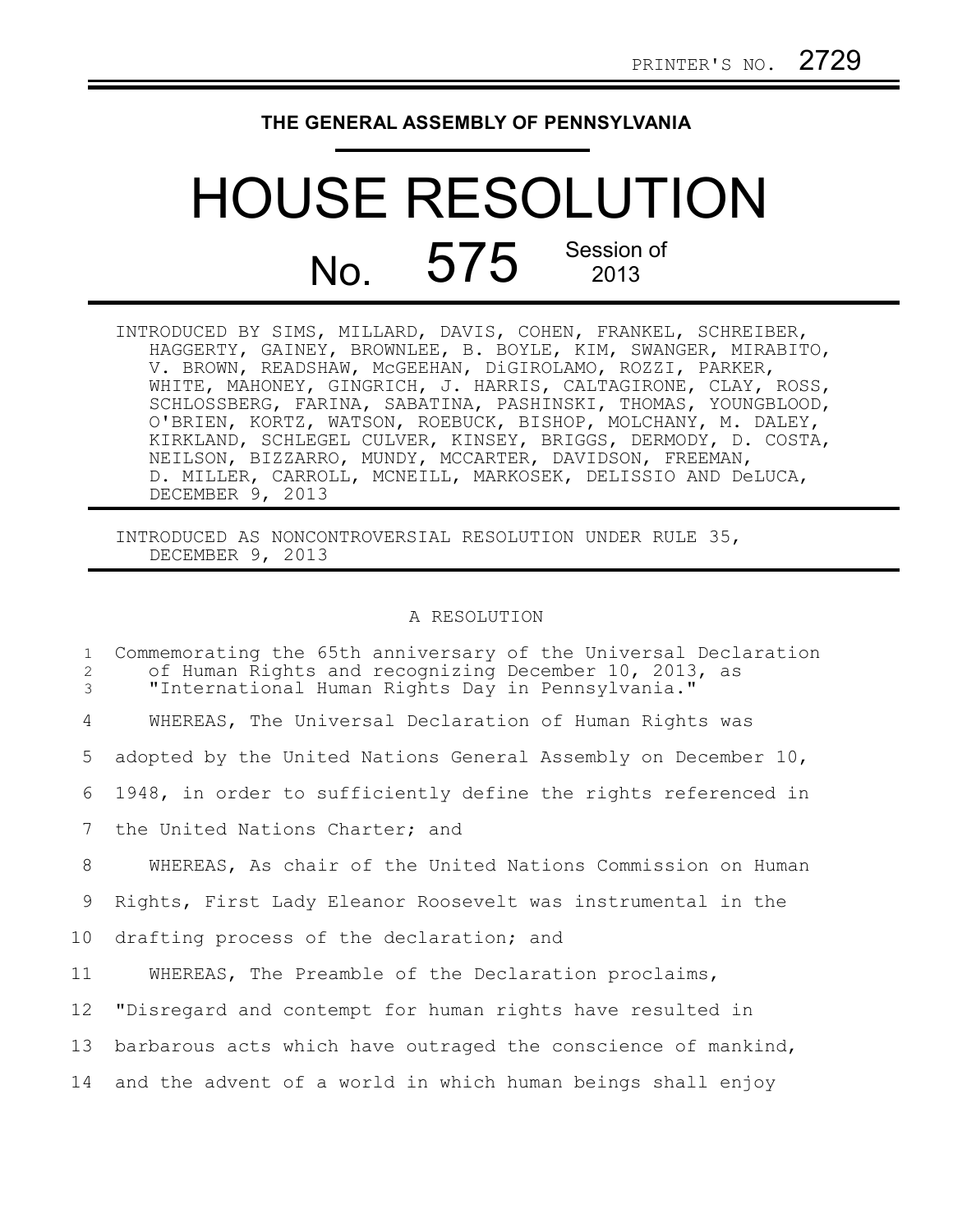PRINTER'S NO. 2729

**THE GENERAL ASSEMBLY OF PENNSYLVANIA**

# HOUSE RESOLUTION

## No. 575 Session of 2013

INTRODUCED BY SIMS, MILLARD, DAVIS, COHEN, FRANKEL, SCHREIBER, HAGGERTY, GAINEY, BROWNLEE, B. BOYLE, KIM, SWANGER, MIRABITO, V. BROWN, READSHAW, McGEEHAN, DiGIROLAMO, ROZZI, PARKER, WHITE, MAHONEY, GINGRICH, J. HARRIS, CALTAGIRONE, CLAY, ROSS, SCHLOSSBERG, FARINA, SABATINA, PASHINSKI, THOMAS, YOUNGBLOOD, O'BRIEN, KORTZ, WATSON, ROEBUCK, BISHOP, MOLCHANY, M. DALEY, KIRKLAND, SCHLEGEL CULVER, KINSEY, BRIGGS, DERMODY, D. COSTA, NEILSON, BIZZARRO, MUNDY, MCCARTER, DAVIDSON, FREEMAN, D. MILLER, CARROLL, MCNEILL, MARKOSEK, DELISSIO AND DeLUCA, DECEMBER 9, 2013

INTRODUCED AS NONCONTROVERSIAL RESOLUTION UNDER RULE 35, DECEMBER 9, 2013

A RESOLUTION

1 Commemorating the 65th anniversary of the Universal Declaration
2 of Human Rights and recognizing December 10, 2013, as
3 "International Human Rights Day in Pennsylvania."

4 WHEREAS, The Universal Declaration of Human Rights was
5 adopted by the United Nations General Assembly on December 10,
6 1948, in order to sufficiently define the rights referenced in
7 the United Nations Charter; and

8 WHEREAS, As chair of the United Nations Commission on Human
9 Rights, First Lady Eleanor Roosevelt was instrumental in the
10 drafting process of the declaration; and

11 WHEREAS, The Preamble of the Declaration proclaims,
12 "Disregard and contempt for human rights have resulted in
13 barbarous acts which have outraged the conscience of mankind,
14 and the advent of a world in which human beings shall enjoy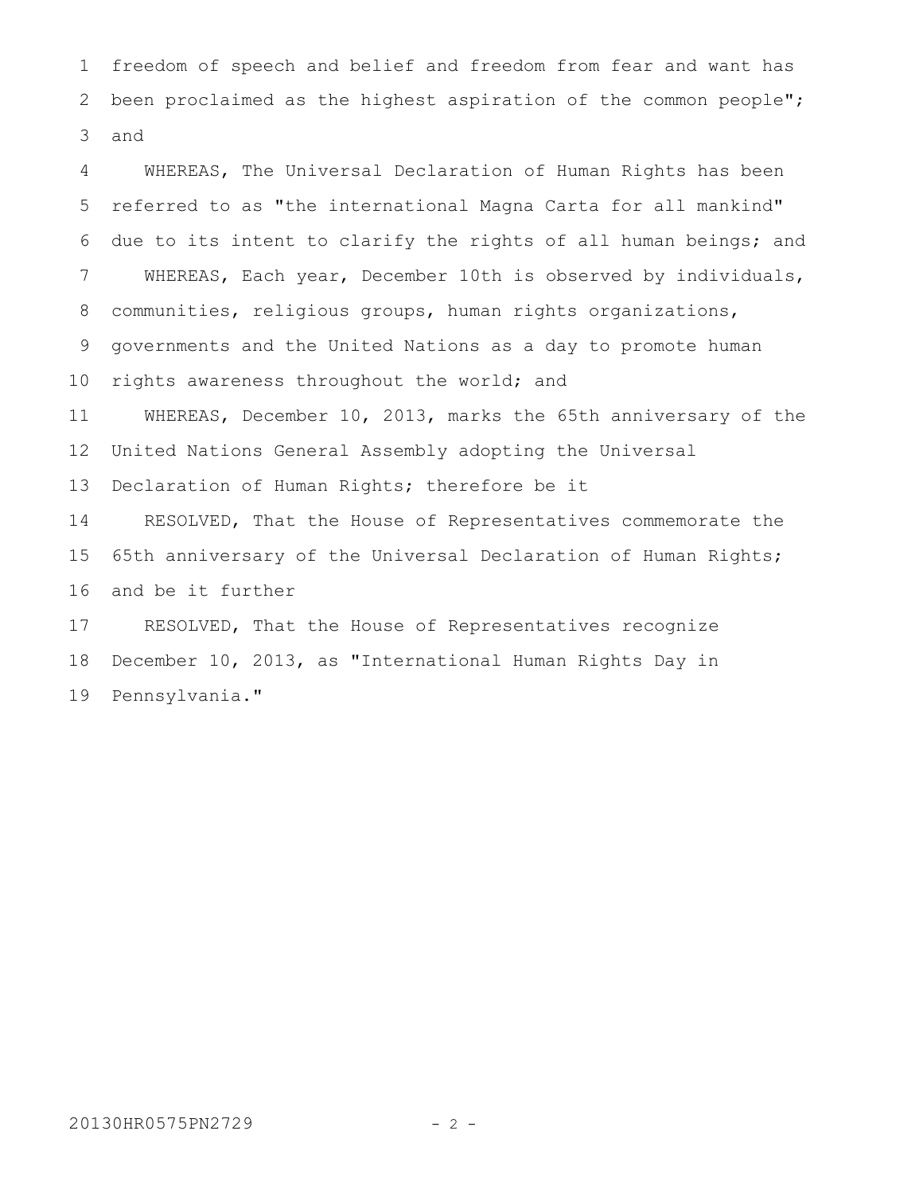freedom of speech and belief and freedom from fear and want has been proclaimed as the highest aspiration of the common people"; and

WHEREAS, The Universal Declaration of Human Rights has been referred to as "the international Magna Carta for all mankind" due to its intent to clarify the rights of all human beings; and

WHEREAS, Each year, December 10th is observed by individuals, communities, religious groups, human rights organizations, governments and the United Nations as a day to promote human rights awareness throughout the world; and

WHEREAS, December 10, 2013, marks the 65th anniversary of the United Nations General Assembly adopting the Universal Declaration of Human Rights; therefore be it

RESOLVED, That the House of Representatives commemorate the 65th anniversary of the Universal Declaration of Human Rights; and be it further

RESOLVED, That the House of Representatives recognize December 10, 2013, as "International Human Rights Day in Pennsylvania."